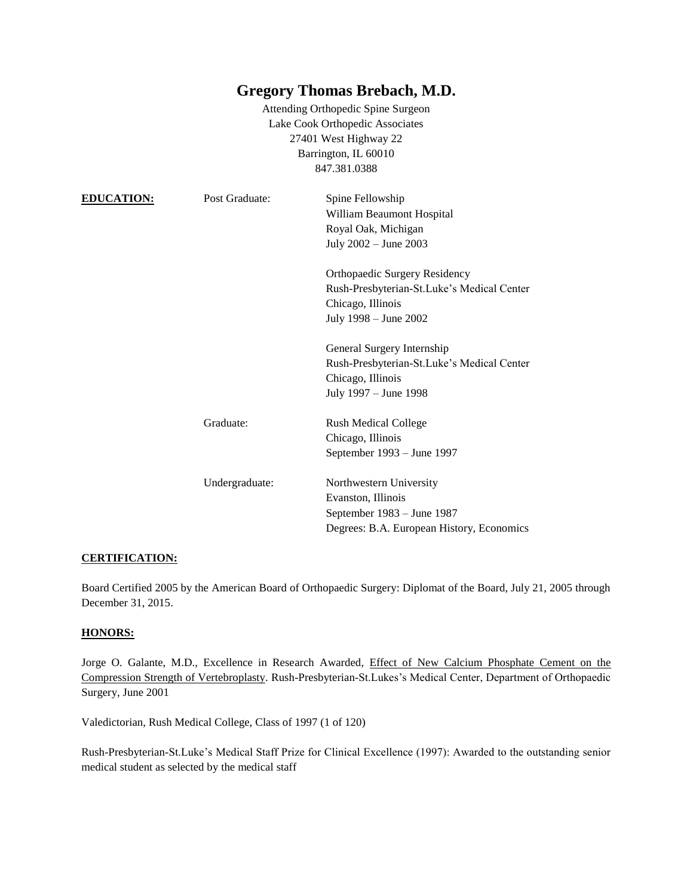# Gregory Thomas Brebach, M.D.

Attending Orthopedic Spine Surgeon
Lake Cook Orthopedic Associates
27401 West Highway 22
Barrington, IL 60010
847.381.0388

**EDUCATION:**

**Post Graduate:**

Spine Fellowship
William Beaumont Hospital
Royal Oak, Michigan
July 2002 – June 2003

Orthopaedic Surgery Residency
Rush-Presbyterian-St.Luke's Medical Center
Chicago, Illinois
July 1998 – June 2002

General Surgery Internship
Rush-Presbyterian-St.Luke's Medical Center
Chicago, Illinois
July 1997 – June 1998

**Graduate:**

Rush Medical College
Chicago, Illinois
September 1993 – June 1997

**Undergraduate:**

Northwestern University
Evanston, Illinois
September 1983 – June 1987
Degrees: B.A. European History, Economics

**CERTIFICATION:**

Board Certified 2005 by the American Board of Orthopaedic Surgery: Diplomat of the Board, July 21, 2005 through December 31, 2015.

**HONORS:**

Jorge O. Galante, M.D., Excellence in Research Awarded, Effect of New Calcium Phosphate Cement on the Compression Strength of Vertebroplasty. Rush-Presbyterian-St.Lukes's Medical Center, Department of Orthopaedic Surgery, June 2001

Valedictorian, Rush Medical College, Class of 1997 (1 of 120)

Rush-Presbyterian-St.Luke's Medical Staff Prize for Clinical Excellence (1997): Awarded to the outstanding senior medical student as selected by the medical staff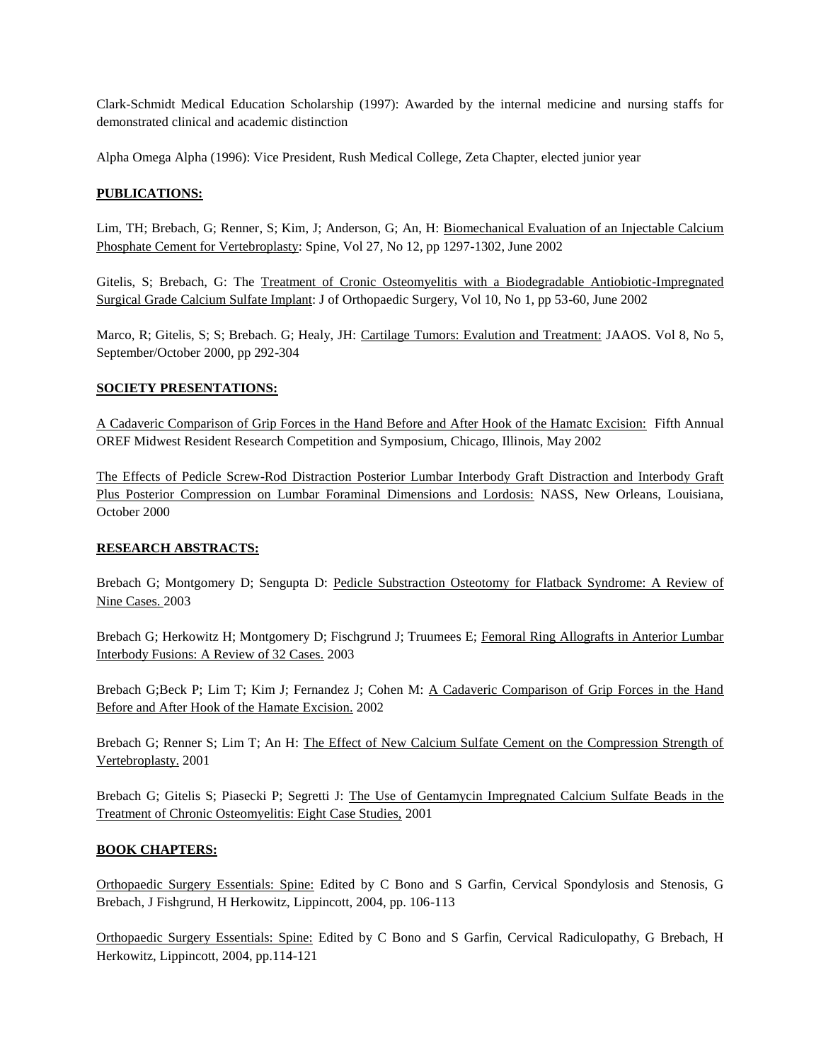Clark-Schmidt Medical Education Scholarship (1997): Awarded by the internal medicine and nursing staffs for demonstrated clinical and academic distinction

Alpha Omega Alpha (1996): Vice President, Rush Medical College, Zeta Chapter, elected junior year

## PUBLICATIONS:

Lim, TH; Brebach, G; Renner, S; Kim, J; Anderson, G; An, H: Biomechanical Evaluation of an Injectable Calcium Phosphate Cement for Vertebroplasty: Spine, Vol 27, No 12, pp 1297-1302, June 2002

Gitelis, S; Brebach, G: The Treatment of Cronic Osteomyelitis with a Biodegradable Antiobiotic-Impregnated Surgical Grade Calcium Sulfate Implant: J of Orthopaedic Surgery, Vol 10, No 1, pp 53-60, June 2002

Marco, R; Gitelis, S; S; Brebach. G; Healy, JH: Cartilage Tumors: Evalution and Treatment: JAAOS. Vol 8, No 5, September/October 2000, pp 292-304

## SOCIETY PRESENTATIONS:

A Cadaveric Comparison of Grip Forces in the Hand Before and After Hook of the Hamatc Excision: Fifth Annual OREF Midwest Resident Research Competition and Symposium, Chicago, Illinois, May 2002

The Effects of Pedicle Screw-Rod Distraction Posterior Lumbar Interbody Graft Distraction and Interbody Graft Plus Posterior Compression on Lumbar Foraminal Dimensions and Lordosis: NASS, New Orleans, Louisiana, October 2000

## RESEARCH ABSTRACTS:

Brebach G; Montgomery D; Sengupta D: Pedicle Substraction Osteotomy for Flatback Syndrome: A Review of Nine Cases. 2003

Brebach G; Herkowitz H; Montgomery D; Fischgrund J; Truumees E; Femoral Ring Allografts in Anterior Lumbar Interbody Fusions: A Review of 32 Cases. 2003

Brebach G;Beck P; Lim T; Kim J; Fernandez J; Cohen M: A Cadaveric Comparison of Grip Forces in the Hand Before and After Hook of the Hamate Excision. 2002

Brebach G; Renner S; Lim T; An H: The Effect of New Calcium Sulfate Cement on the Compression Strength of Vertebroplasty. 2001

Brebach G; Gitelis S; Piasecki P; Segretti J: The Use of Gentamycin Impregnated Calcium Sulfate Beads in the Treatment of Chronic Osteomyelitis: Eight Case Studies, 2001

## BOOK CHAPTERS:

Orthopaedic Surgery Essentials: Spine: Edited by C Bono and S Garfin, Cervical Spondylosis and Stenosis, G Brebach, J Fishgrund, H Herkowitz, Lippincott, 2004, pp. 106-113

Orthopaedic Surgery Essentials: Spine: Edited by C Bono and S Garfin, Cervical Radiculopathy, G Brebach, H Herkowitz, Lippincott, 2004, pp.114-121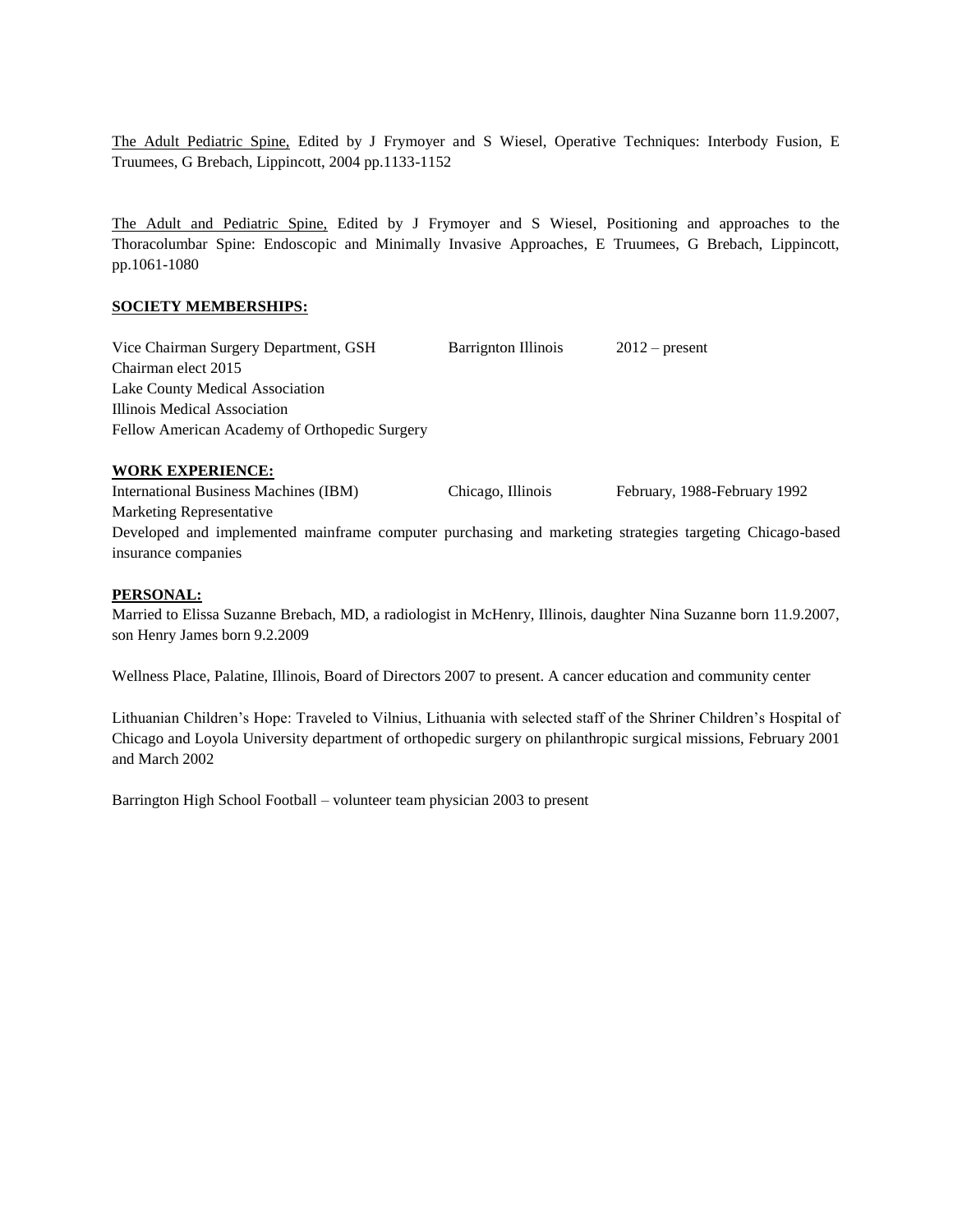<u>The Adult Pediatric Spine,</u> Edited by J Frymoyer and S Wiesel, Operative Techniques: Interbody Fusion, E Truumees, G Brebach, Lippincott, 2004 pp.1133-1152

<u>The Adult and Pediatric Spine,</u> Edited by J Frymoyer and S Wiesel, Positioning and approaches to the Thoracolumbar Spine: Endoscopic and Minimally Invasive Approaches, E Truumees, G Brebach, Lippincott, pp.1061-1080

**<u>SOCIETY MEMBERSHIPS:</u>**

| | | |
|---|---|---|
| Vice Chairman Surgery Department, GSH | Barrignton Illinois | 2012 – present |
| Chairman elect 2015 | | |
| Lake County Medical Association | | |
| Illinois Medical Association | | |
| Fellow American Academy of Orthopedic Surgery | | |

**<u>WORK EXPERIENCE:</u>**

| | | |
|---|---|---|
| International Business Machines (IBM) | Chicago, Illinois | February, 1988-February 1992 |

Marketing Representative
Developed and implemented mainframe computer purchasing and marketing strategies targeting Chicago-based insurance companies

**<u>PERSONAL:</u>**

Married to Elissa Suzanne Brebach, MD, a radiologist in McHenry, Illinois, daughter Nina Suzanne born 11.9.2007, son Henry James born 9.2.2009

Wellness Place, Palatine, Illinois, Board of Directors 2007 to present. A cancer education and community center

Lithuanian Children's Hope: Traveled to Vilnius, Lithuania with selected staff of the Shriner Children's Hospital of Chicago and Loyola University department of orthopedic surgery on philanthropic surgical missions, February 2001 and March 2002

Barrington High School Football – volunteer team physician 2003 to present